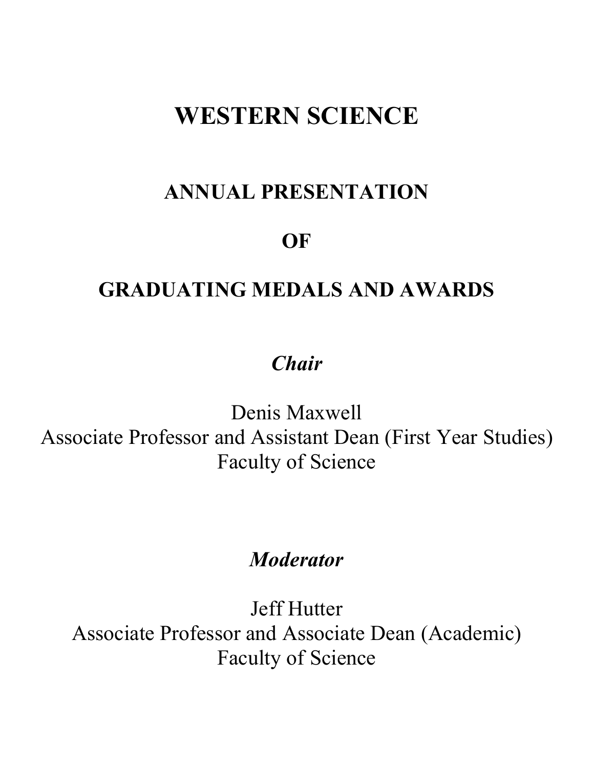# WESTERN SCIENCE

## ANNUAL PRESENTATION

## OF

## GRADUATING MEDALS AND AWARDS

***Chair***

Denis Maxwell
Associate Professor and Assistant Dean (First Year Studies)
Faculty of Science

***Moderator***

Jeff Hutter
Associate Professor and Associate Dean (Academic)
Faculty of Science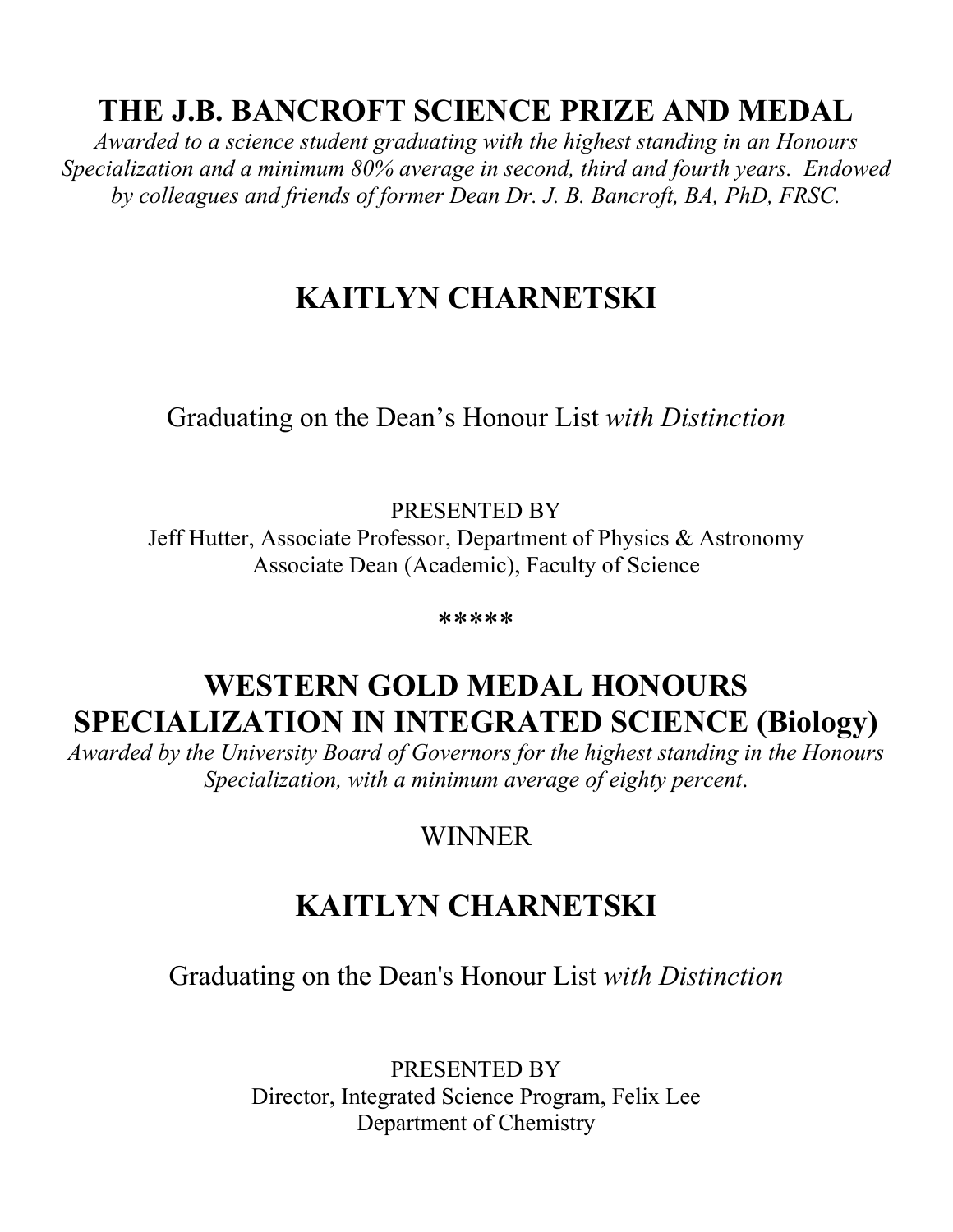## THE J.B. BANCROFT SCIENCE PRIZE AND MEDAL

*Awarded to a science student graduating with the highest standing in an Honours Specialization and a minimum 80% average in second, third and fourth years. Endowed by colleagues and friends of former Dean Dr. J. B. Bancroft, BA, PhD, FRSC.*

## KAITLYN CHARNETSKI

Graduating on the Dean's Honour List *with Distinction*

PRESENTED BY
Jeff Hutter, Associate Professor, Department of Physics & Astronomy
Associate Dean (Academic), Faculty of Science

*****

## WESTERN GOLD MEDAL HONOURS SPECIALIZATION IN INTEGRATED SCIENCE (Biology)

*Awarded by the University Board of Governors for the highest standing in the Honours Specialization, with a minimum average of eighty percent.*

WINNER

## KAITLYN CHARNETSKI

Graduating on the Dean's Honour List *with Distinction*

PRESENTED BY
Director, Integrated Science Program, Felix Lee
Department of Chemistry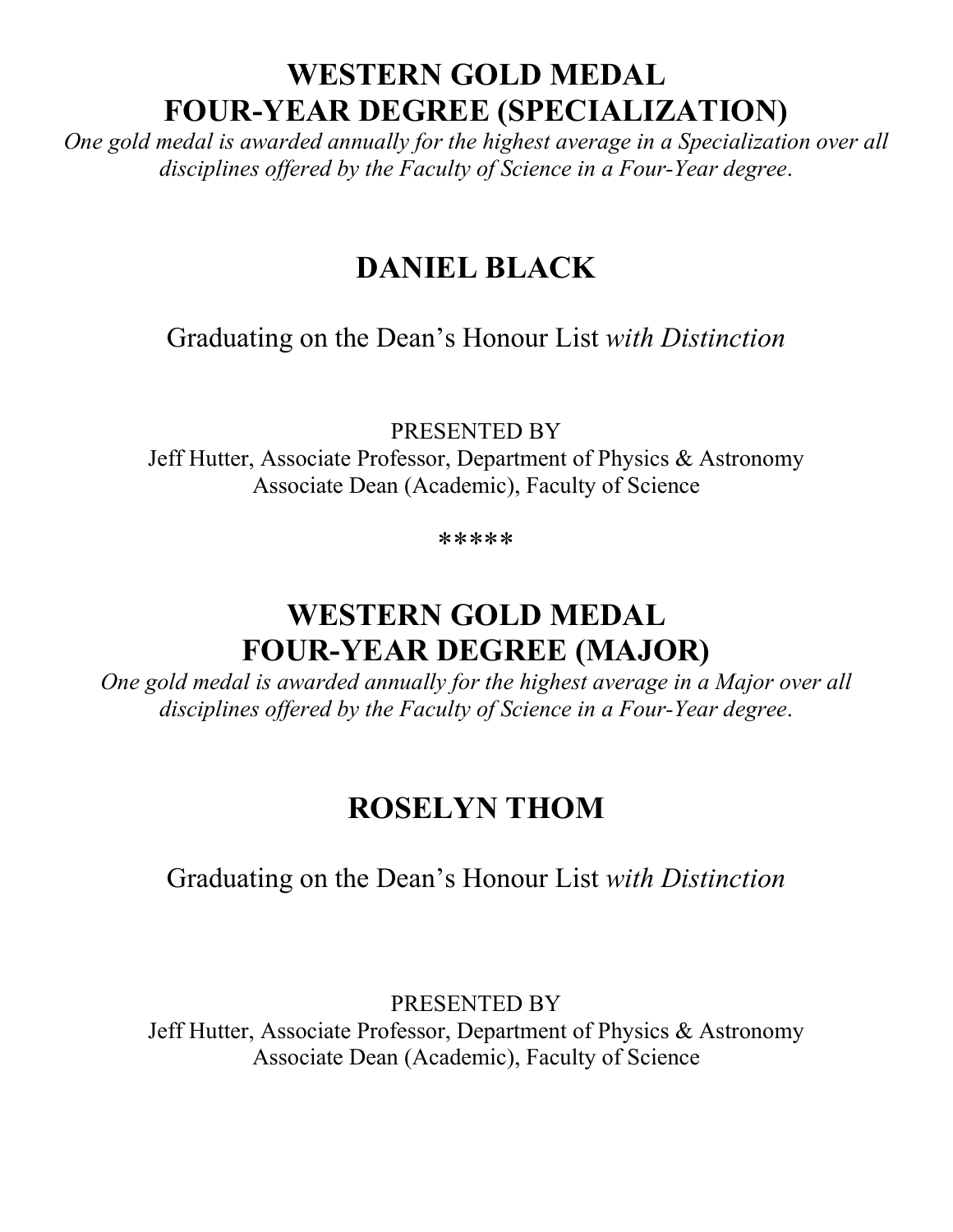## WESTERN GOLD MEDAL
## FOUR-YEAR DEGREE (SPECIALIZATION)

*One gold medal is awarded annually for the highest average in a Specialization over all disciplines offered by the Faculty of Science in a Four-Year degree.*

## DANIEL BLACK

Graduating on the Dean's Honour List *with Distinction*

PRESENTED BY
Jeff Hutter, Associate Professor, Department of Physics & Astronomy
Associate Dean (Academic), Faculty of Science

*****

## WESTERN GOLD MEDAL
## FOUR-YEAR DEGREE (MAJOR)

*One gold medal is awarded annually for the highest average in a Major over all disciplines offered by the Faculty of Science in a Four-Year degree.*

## ROSELYN THOM

Graduating on the Dean's Honour List *with Distinction*

PRESENTED BY
Jeff Hutter, Associate Professor, Department of Physics & Astronomy
Associate Dean (Academic), Faculty of Science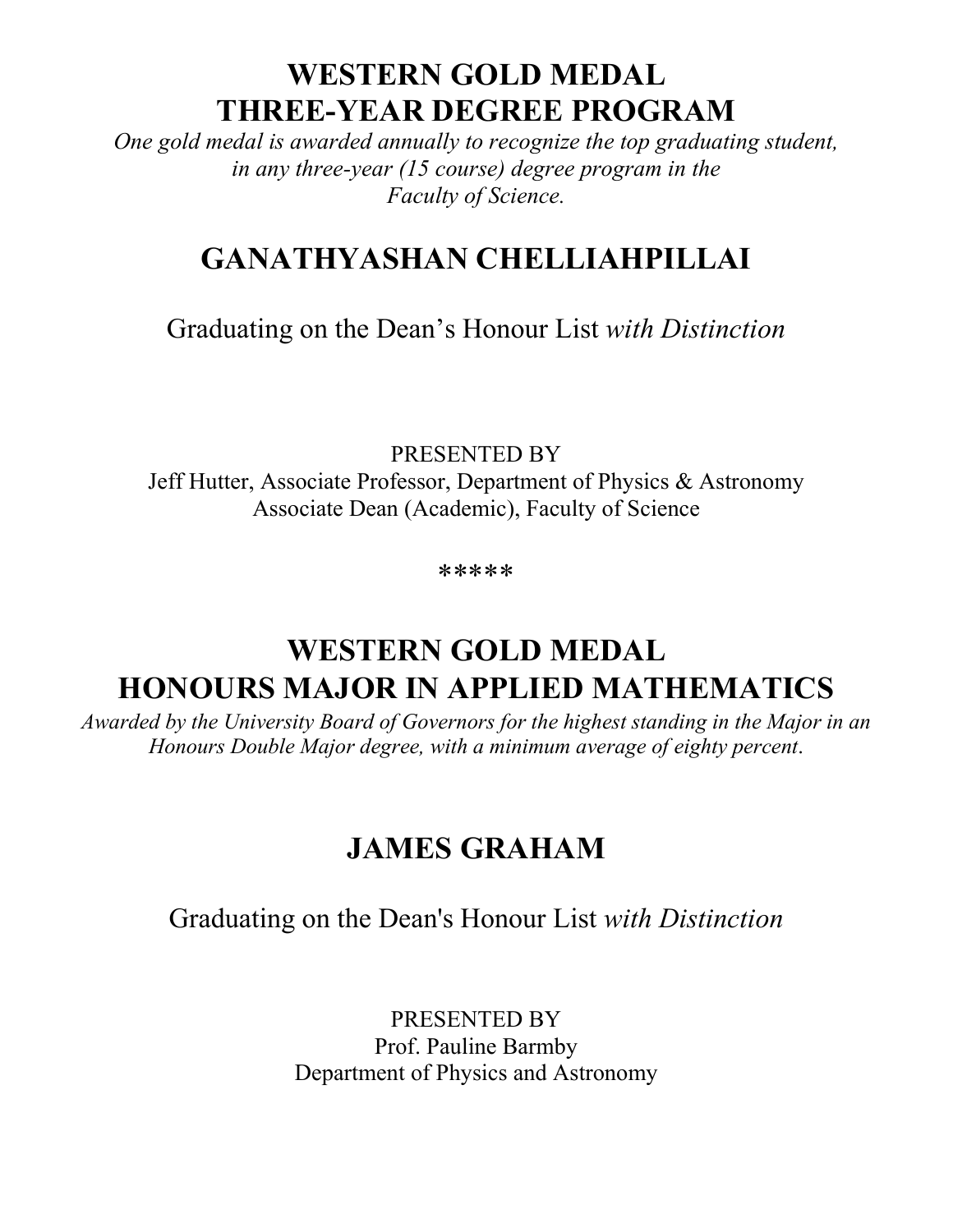## WESTERN GOLD MEDAL
## THREE-YEAR DEGREE PROGRAM

*One gold medal is awarded annually to recognize the top graduating student, in any three-year (15 course) degree program in the Faculty of Science.*

## GANATHYASHAN CHELLIAHPILLAI

Graduating on the Dean's Honour List *with Distinction*

PRESENTED BY
Jeff Hutter, Associate Professor, Department of Physics & Astronomy
Associate Dean (Academic), Faculty of Science

*****

## WESTERN GOLD MEDAL
## HONOURS MAJOR IN APPLIED MATHEMATICS

*Awarded by the University Board of Governors for the highest standing in the Major in an Honours Double Major degree, with a minimum average of eighty percent.*

## JAMES GRAHAM

Graduating on the Dean's Honour List *with Distinction*

PRESENTED BY
Prof. Pauline Barmby
Department of Physics and Astronomy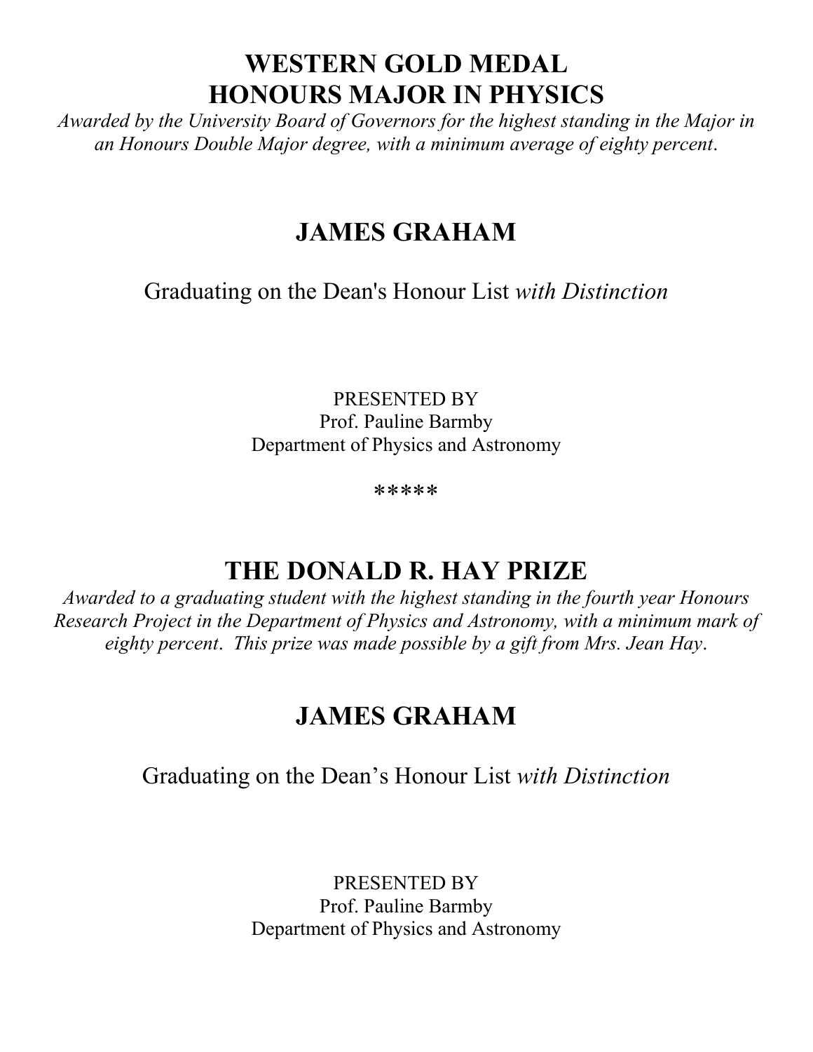# WESTERN GOLD MEDAL
# HONOURS MAJOR IN PHYSICS

*Awarded by the University Board of Governors for the highest standing in the Major in an Honours Double Major degree, with a minimum average of eighty percent.*

## JAMES GRAHAM

Graduating on the Dean's Honour List *with Distinction*

PRESENTED BY
Prof. Pauline Barmby
Department of Physics and Astronomy

*****

# THE DONALD R. HAY PRIZE

*Awarded to a graduating student with the highest standing in the fourth year Honours Research Project in the Department of Physics and Astronomy, with a minimum mark of eighty percent. This prize was made possible by a gift from Mrs. Jean Hay.*

## JAMES GRAHAM

Graduating on the Dean's Honour List *with Distinction*

PRESENTED BY
Prof. Pauline Barmby
Department of Physics and Astronomy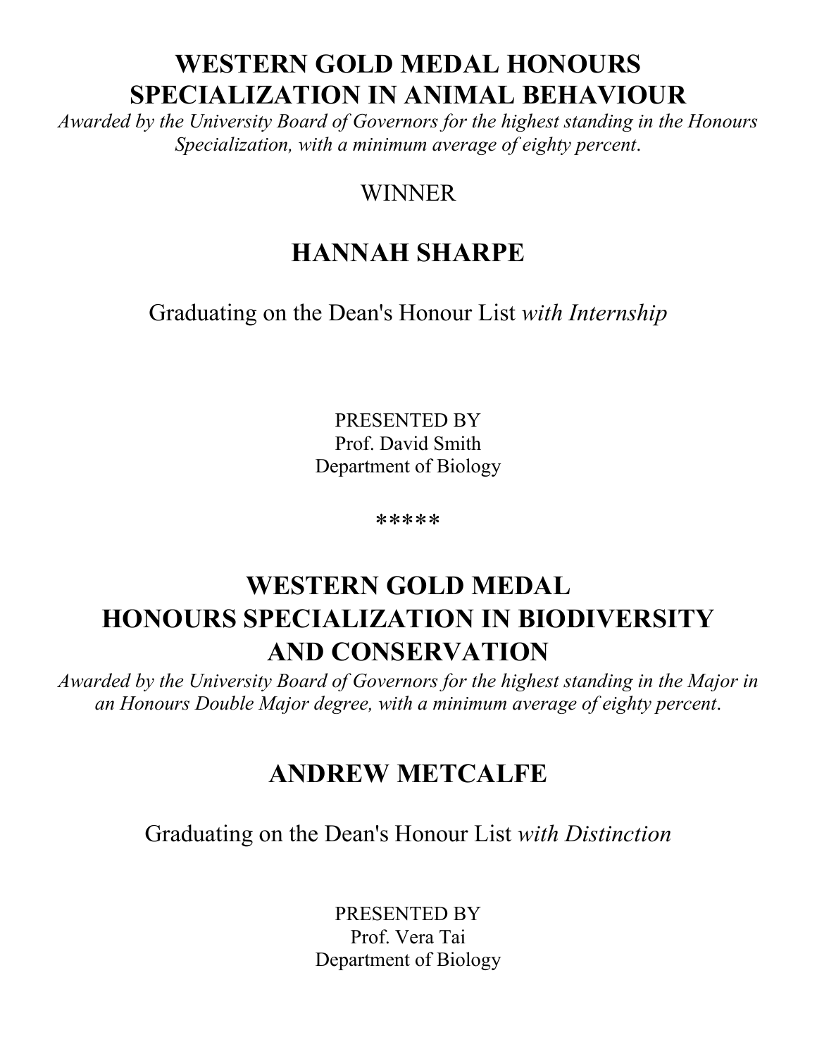## WESTERN GOLD MEDAL HONOURS SPECIALIZATION IN ANIMAL BEHAVIOUR

*Awarded by the University Board of Governors for the highest standing in the Honours Specialization, with a minimum average of eighty percent.*

WINNER

### HANNAH SHARPE

Graduating on the Dean's Honour List *with Internship*

PRESENTED BY
Prof. David Smith
Department of Biology

*****

## WESTERN GOLD MEDAL HONOURS SPECIALIZATION IN BIODIVERSITY AND CONSERVATION

*Awarded by the University Board of Governors for the highest standing in the Major in an Honours Double Major degree, with a minimum average of eighty percent.*

### ANDREW METCALFE

Graduating on the Dean's Honour List *with Distinction*

PRESENTED BY
Prof. Vera Tai
Department of Biology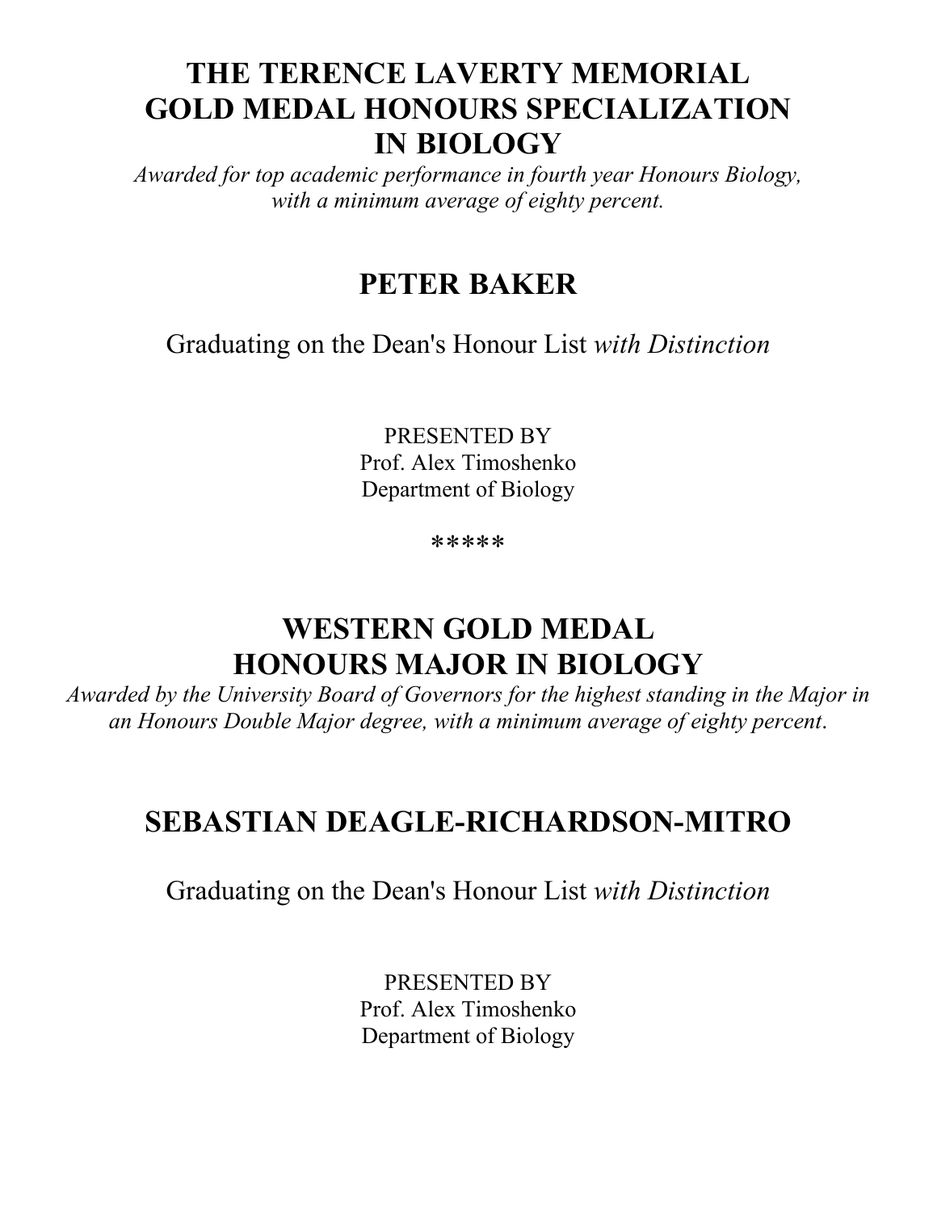## THE TERENCE LAVERTY MEMORIAL GOLD MEDAL HONOURS SPECIALIZATION IN BIOLOGY

*Awarded for top academic performance in fourth year Honours Biology, with a minimum average of eighty percent.*

### PETER BAKER

Graduating on the Dean's Honour List *with Distinction*

PRESENTED BY
Prof. Alex Timoshenko
Department of Biology

*****

## WESTERN GOLD MEDAL HONOURS MAJOR IN BIOLOGY

*Awarded by the University Board of Governors for the highest standing in the Major in an Honours Double Major degree, with a minimum average of eighty percent.*

### SEBASTIAN DEAGLE-RICHARDSON-MITRO

Graduating on the Dean's Honour List *with Distinction*

PRESENTED BY
Prof. Alex Timoshenko
Department of Biology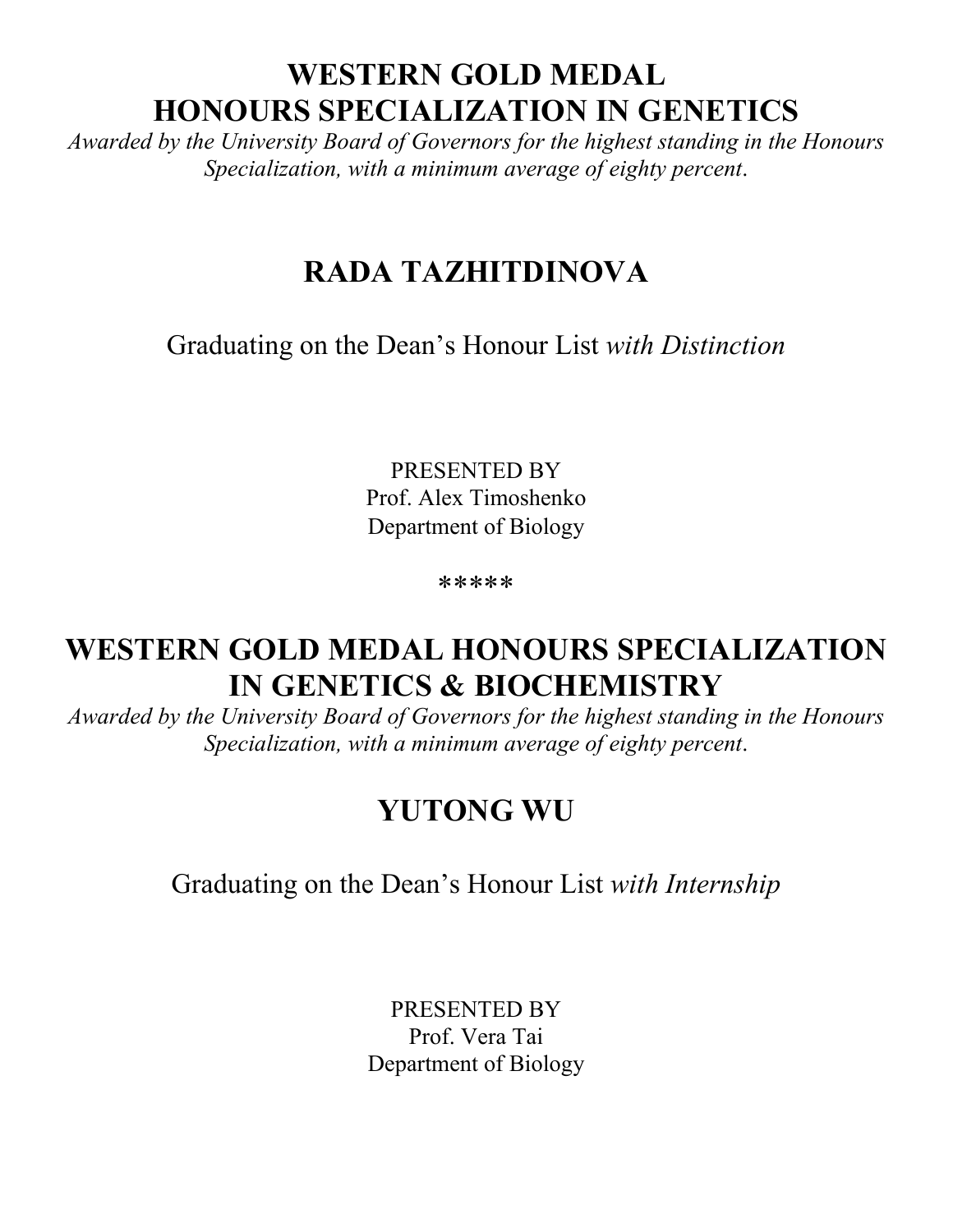# WESTERN GOLD MEDAL HONOURS SPECIALIZATION IN GENETICS

*Awarded by the University Board of Governors for the highest standing in the Honours Specialization, with a minimum average of eighty percent.*

## RADA TAZHITDINOVA

Graduating on the Dean's Honour List *with Distinction*

PRESENTED BY
Prof. Alex Timoshenko
Department of Biology

*****

# WESTERN GOLD MEDAL HONOURS SPECIALIZATION IN GENETICS & BIOCHEMISTRY

*Awarded by the University Board of Governors for the highest standing in the Honours Specialization, with a minimum average of eighty percent.*

## YUTONG WU

Graduating on the Dean's Honour List *with Internship*

PRESENTED BY
Prof. Vera Tai
Department of Biology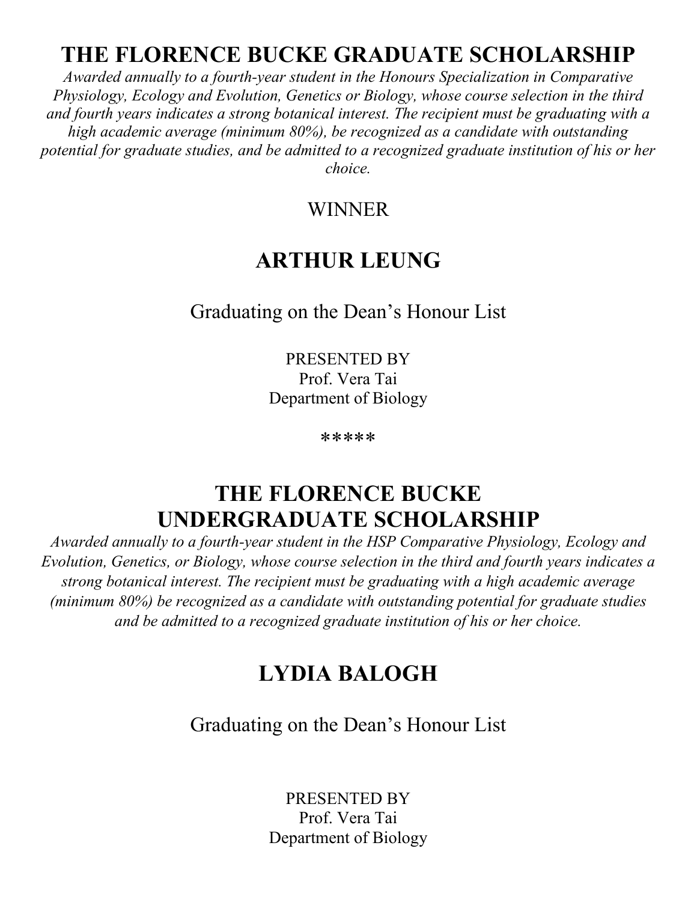## THE FLORENCE BUCKE GRADUATE SCHOLARSHIP

*Awarded annually to a fourth-year student in the Honours Specialization in Comparative Physiology, Ecology and Evolution, Genetics or Biology, whose course selection in the third and fourth years indicates a strong botanical interest. The recipient must be graduating with a high academic average (minimum 80%), be recognized as a candidate with outstanding potential for graduate studies, and be admitted to a recognized graduate institution of his or her choice.*

WINNER

### ARTHUR LEUNG

Graduating on the Dean's Honour List

PRESENTED BY
Prof. Vera Tai
Department of Biology

*****

## THE FLORENCE BUCKE UNDERGRADUATE SCHOLARSHIP

*Awarded annually to a fourth-year student in the HSP Comparative Physiology, Ecology and Evolution, Genetics, or Biology, whose course selection in the third and fourth years indicates a strong botanical interest. The recipient must be graduating with a high academic average (minimum 80%) be recognized as a candidate with outstanding potential for graduate studies and be admitted to a recognized graduate institution of his or her choice.*

### LYDIA BALOGH

Graduating on the Dean's Honour List

PRESENTED BY
Prof. Vera Tai
Department of Biology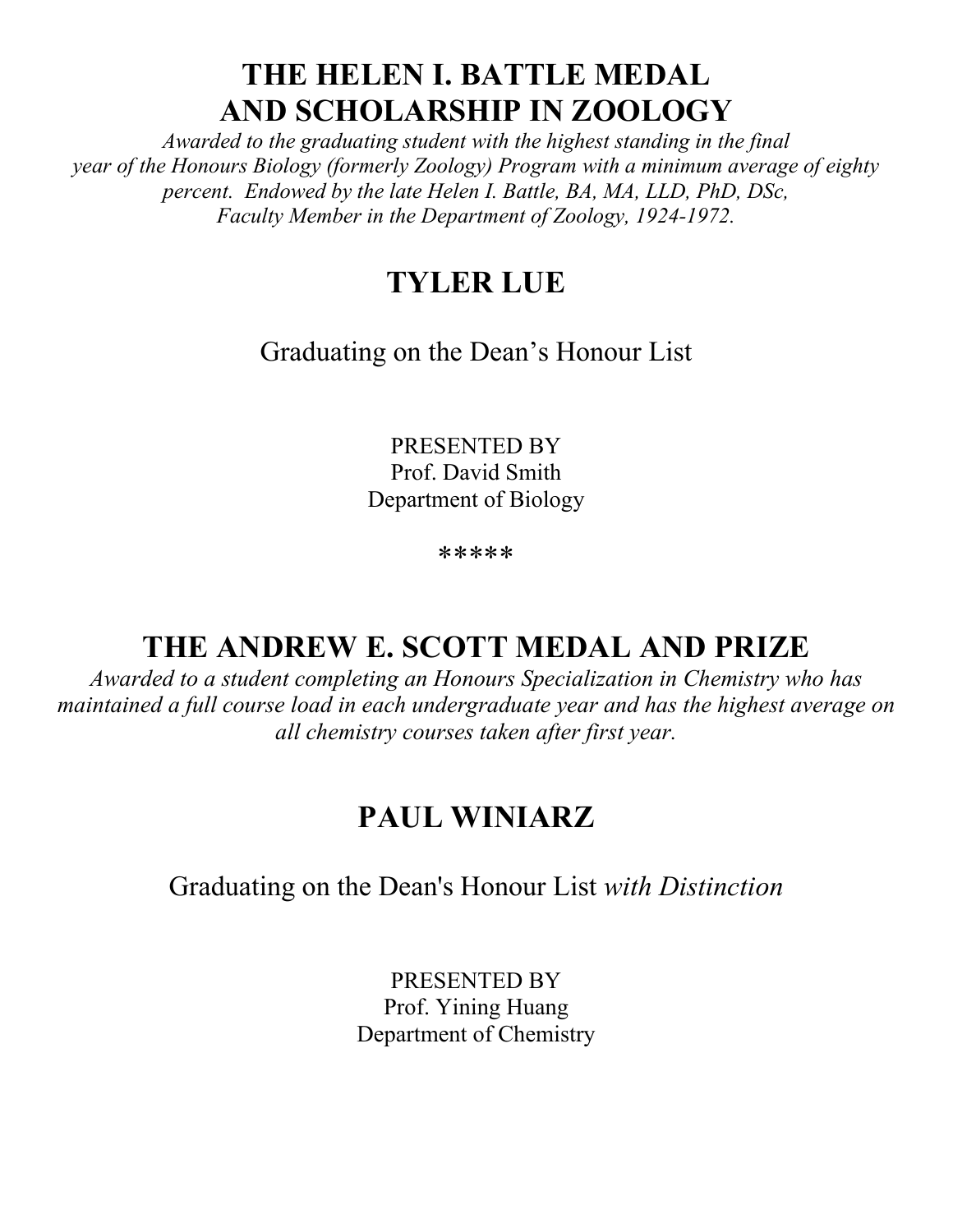## THE HELEN I. BATTLE MEDAL AND SCHOLARSHIP IN ZOOLOGY

*Awarded to the graduating student with the highest standing in the final year of the Honours Biology (formerly Zoology) Program with a minimum average of eighty percent. Endowed by the late Helen I. Battle, BA, MA, LLD, PhD, DSc, Faculty Member in the Department of Zoology, 1924-1972.*

### TYLER LUE

Graduating on the Dean's Honour List

PRESENTED BY
Prof. David Smith
Department of Biology

*****

## THE ANDREW E. SCOTT MEDAL AND PRIZE

*Awarded to a student completing an Honours Specialization in Chemistry who has maintained a full course load in each undergraduate year and has the highest average on all chemistry courses taken after first year.*

### PAUL WINIARZ

Graduating on the Dean's Honour List *with Distinction*

PRESENTED BY
Prof. Yining Huang
Department of Chemistry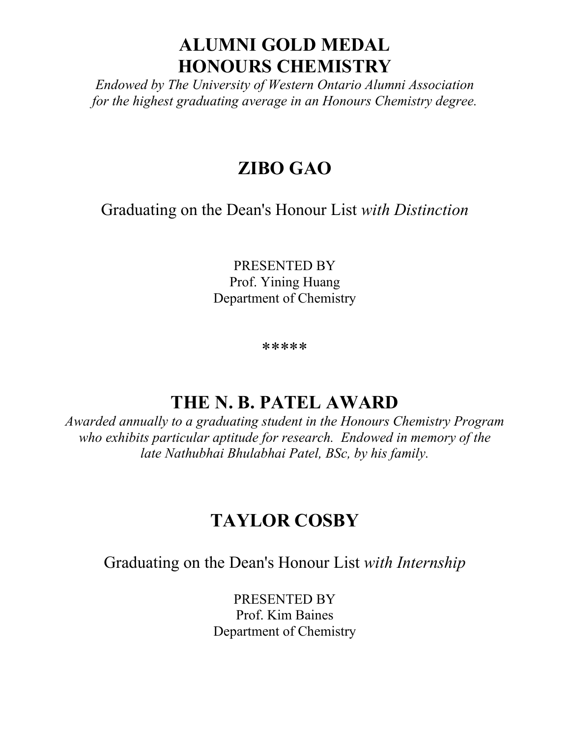# ALUMNI GOLD MEDAL HONOURS CHEMISTRY

*Endowed by The University of Western Ontario Alumni Association for the highest graduating average in an Honours Chemistry degree.*

## ZIBO GAO

Graduating on the Dean's Honour List *with Distinction*

PRESENTED BY
Prof. Yining Huang
Department of Chemistry

*****

# THE N. B. PATEL AWARD

*Awarded annually to a graduating student in the Honours Chemistry Program who exhibits particular aptitude for research. Endowed in memory of the late Nathubhai Bhulabhai Patel, BSc, by his family.*

## TAYLOR COSBY

Graduating on the Dean's Honour List *with Internship*

PRESENTED BY
Prof. Kim Baines
Department of Chemistry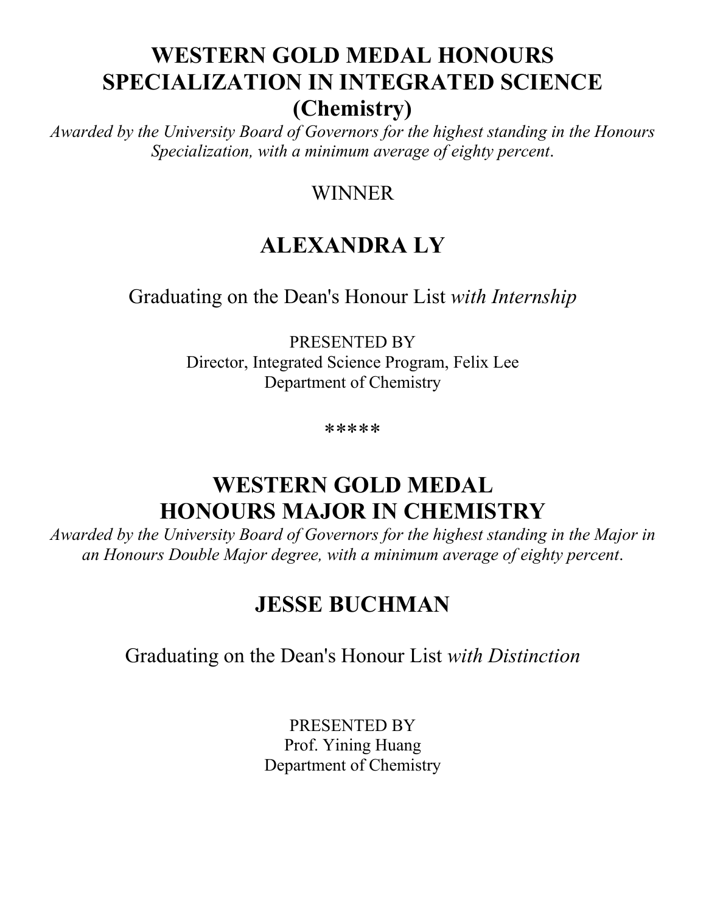## WESTERN GOLD MEDAL HONOURS SPECIALIZATION IN INTEGRATED SCIENCE (Chemistry)

*Awarded by the University Board of Governors for the highest standing in the Honours Specialization, with a minimum average of eighty percent.*

WINNER

## ALEXANDRA LY

Graduating on the Dean's Honour List *with Internship*

PRESENTED BY
Director, Integrated Science Program, Felix Lee
Department of Chemistry

*****

## WESTERN GOLD MEDAL HONOURS MAJOR IN CHEMISTRY

*Awarded by the University Board of Governors for the highest standing in the Major in an Honours Double Major degree, with a minimum average of eighty percent.*

## JESSE BUCHMAN

Graduating on the Dean's Honour List *with Distinction*

PRESENTED BY
Prof. Yining Huang
Department of Chemistry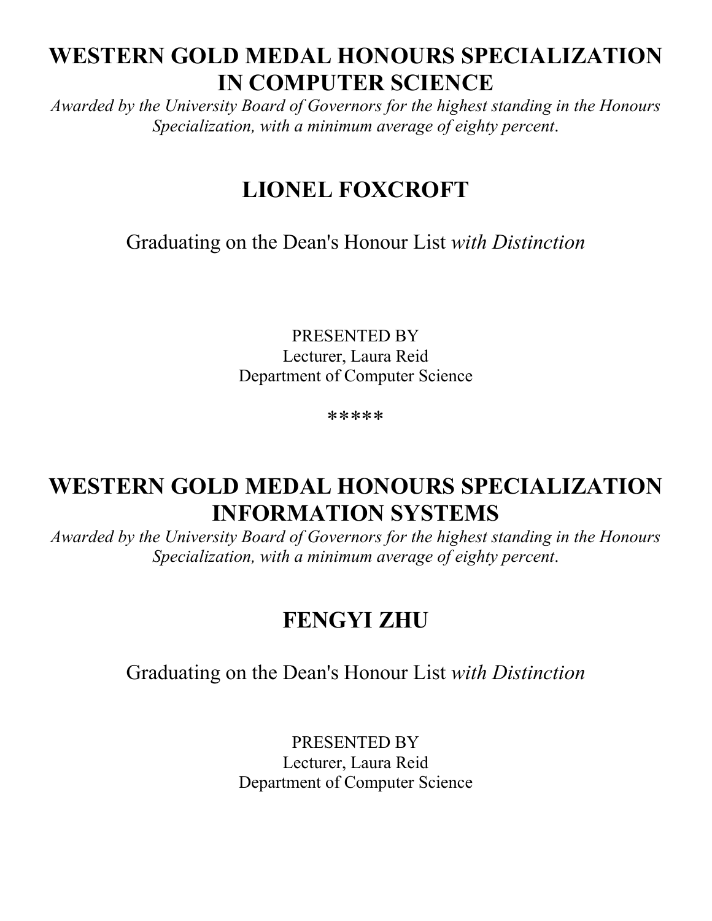## WESTERN GOLD MEDAL HONOURS SPECIALIZATION IN COMPUTER SCIENCE

*Awarded by the University Board of Governors for the highest standing in the Honours Specialization, with a minimum average of eighty percent.*

## LIONEL FOXCROFT

Graduating on the Dean's Honour List *with Distinction*

PRESENTED BY
Lecturer, Laura Reid
Department of Computer Science

*****

## WESTERN GOLD MEDAL HONOURS SPECIALIZATION INFORMATION SYSTEMS

*Awarded by the University Board of Governors for the highest standing in the Honours Specialization, with a minimum average of eighty percent.*

## FENGYI ZHU

Graduating on the Dean's Honour List *with Distinction*

PRESENTED BY
Lecturer, Laura Reid
Department of Computer Science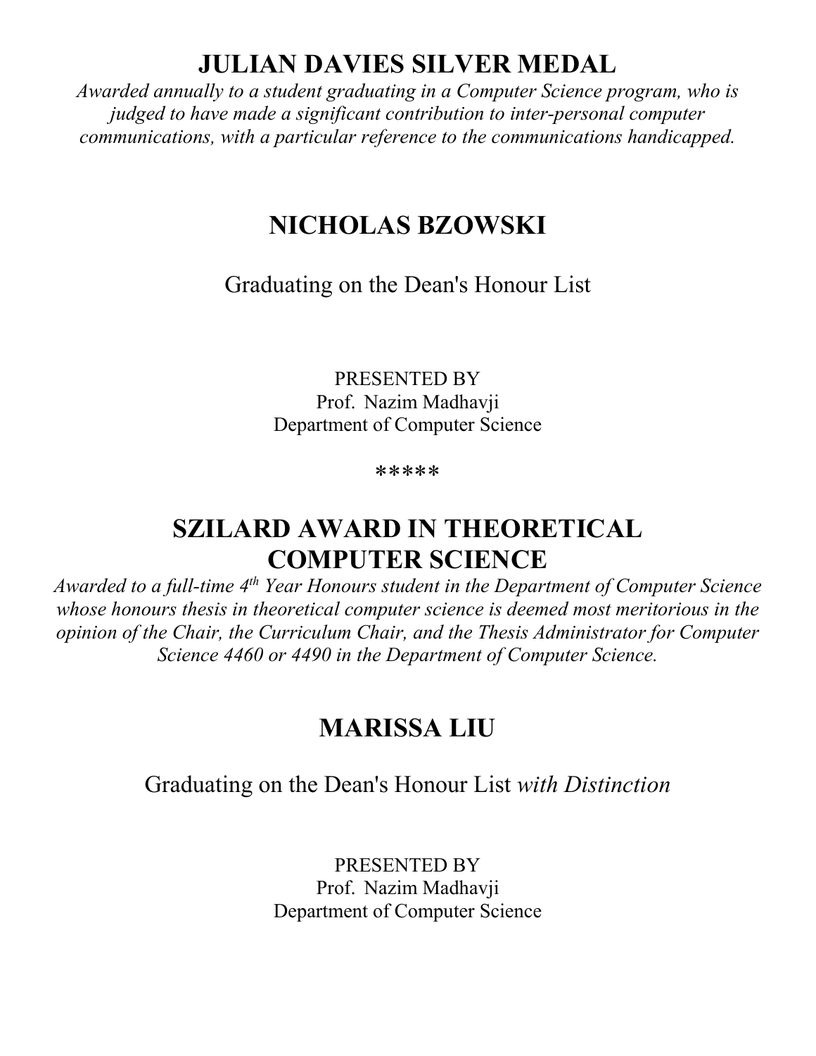## JULIAN DAVIES SILVER MEDAL

*Awarded annually to a student graduating in a Computer Science program, who is judged to have made a significant contribution to inter-personal computer communications, with a particular reference to the communications handicapped.*

## NICHOLAS BZOWSKI

Graduating on the Dean's Honour List

PRESENTED BY
Prof. Nazim Madhavji
Department of Computer Science

*****

## SZILARD AWARD IN THEORETICAL COMPUTER SCIENCE

*Awarded to a full-time 4th Year Honours student in the Department of Computer Science whose honours thesis in theoretical computer science is deemed most meritorious in the opinion of the Chair, the Curriculum Chair, and the Thesis Administrator for Computer Science 4460 or 4490 in the Department of Computer Science.*

## MARISSA LIU

Graduating on the Dean's Honour List *with Distinction*

PRESENTED BY
Prof. Nazim Madhavji
Department of Computer Science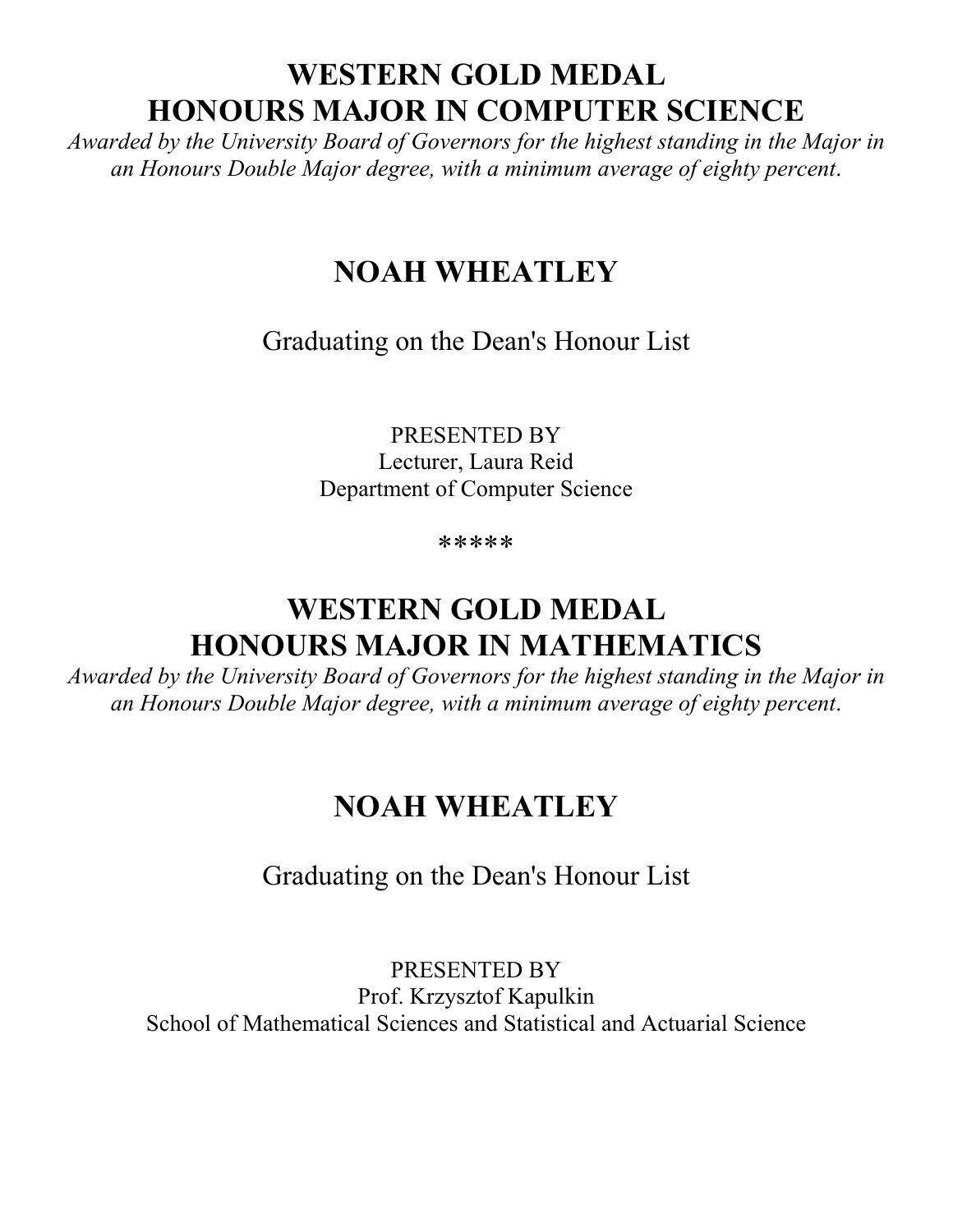## WESTERN GOLD MEDAL
## HONOURS MAJOR IN COMPUTER SCIENCE

*Awarded by the University Board of Governors for the highest standing in the Major in an Honours Double Major degree, with a minimum average of eighty percent.*

## NOAH WHEATLEY

Graduating on the Dean's Honour List

PRESENTED BY
Lecturer, Laura Reid
Department of Computer Science

*****

## WESTERN GOLD MEDAL
## HONOURS MAJOR IN MATHEMATICS

*Awarded by the University Board of Governors for the highest standing in the Major in an Honours Double Major degree, with a minimum average of eighty percent.*

## NOAH WHEATLEY

Graduating on the Dean's Honour List

PRESENTED BY
Prof. Krzysztof Kapulkin
School of Mathematical Sciences and Statistical and Actuarial Science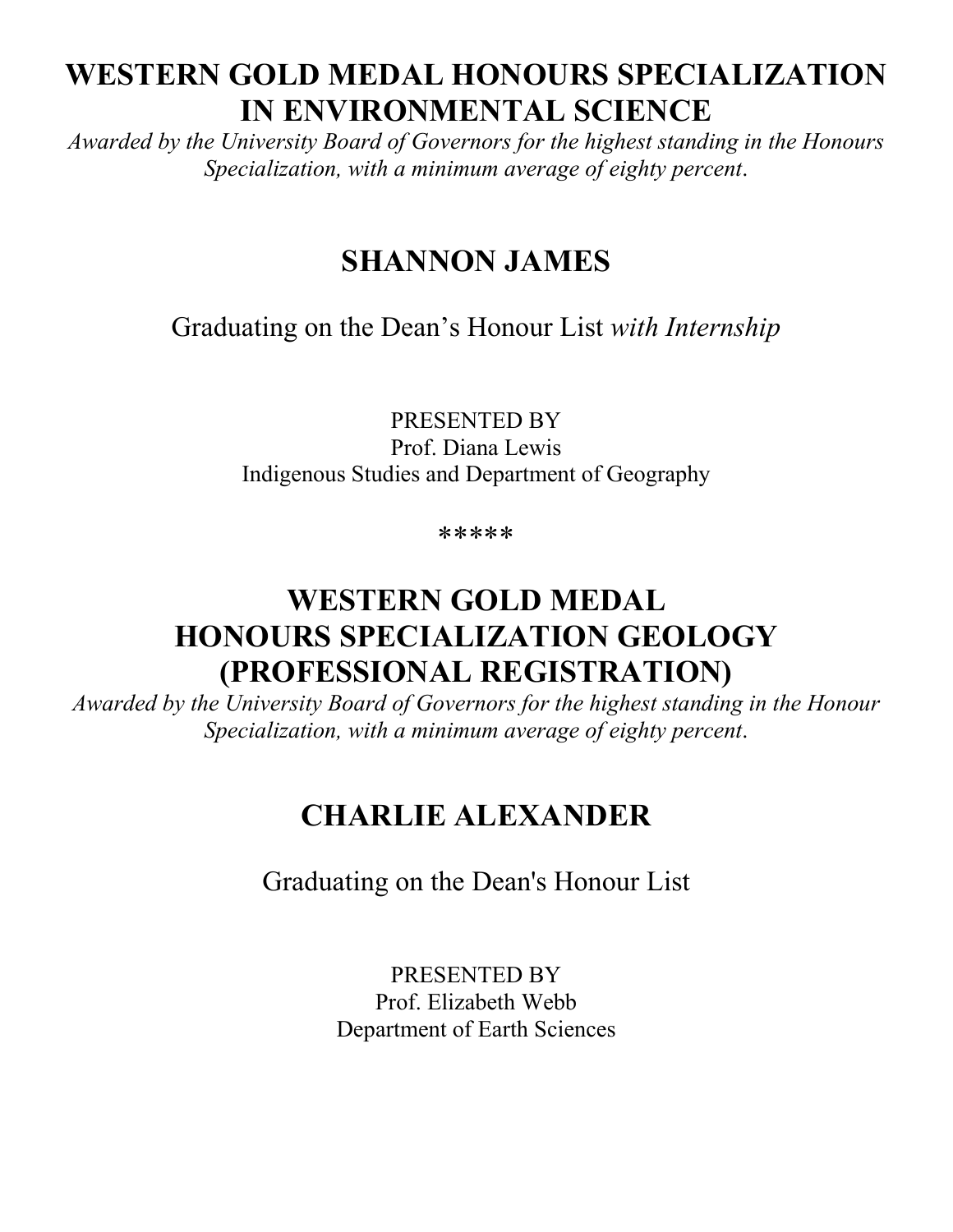## WESTERN GOLD MEDAL HONOURS SPECIALIZATION IN ENVIRONMENTAL SCIENCE

*Awarded by the University Board of Governors for the highest standing in the Honours Specialization, with a minimum average of eighty percent.*

## SHANNON JAMES

Graduating on the Dean's Honour List *with Internship*

PRESENTED BY
Prof. Diana Lewis
Indigenous Studies and Department of Geography

*****

## WESTERN GOLD MEDAL HONOURS SPECIALIZATION GEOLOGY (PROFESSIONAL REGISTRATION)

*Awarded by the University Board of Governors for the highest standing in the Honour Specialization, with a minimum average of eighty percent.*

## CHARLIE ALEXANDER

Graduating on the Dean's Honour List

PRESENTED BY
Prof. Elizabeth Webb
Department of Earth Sciences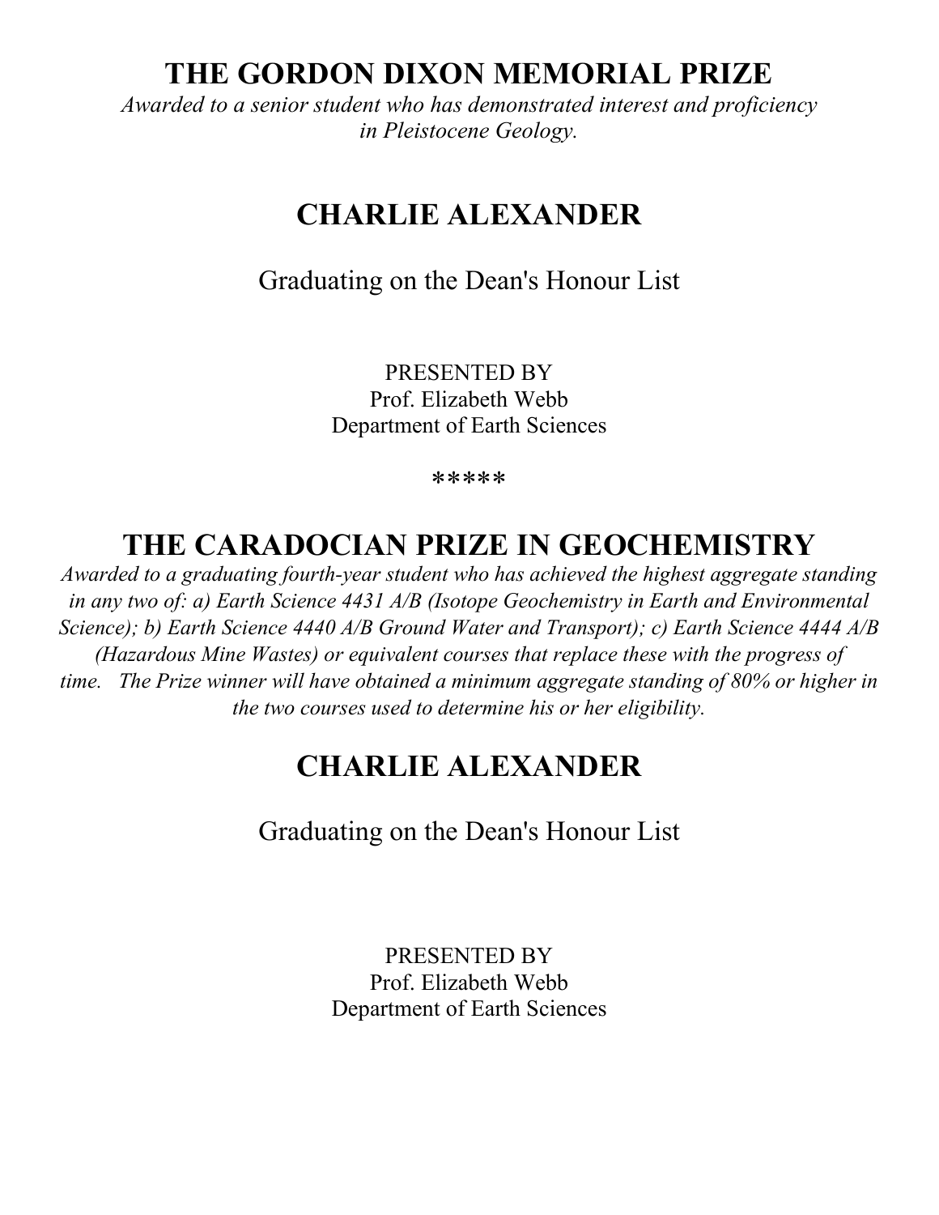## THE GORDON DIXON MEMORIAL PRIZE

*Awarded to a senior student who has demonstrated interest and proficiency in Pleistocene Geology.*

## CHARLIE ALEXANDER

Graduating on the Dean's Honour List

PRESENTED BY
Prof. Elizabeth Webb
Department of Earth Sciences

*****

## THE CARADOCIAN PRIZE IN GEOCHEMISTRY

*Awarded to a graduating fourth-year student who has achieved the highest aggregate standing in any two of: a) Earth Science 4431 A/B (Isotope Geochemistry in Earth and Environmental Science); b) Earth Science 4440 A/B Ground Water and Transport); c) Earth Science 4444 A/B (Hazardous Mine Wastes) or equivalent courses that replace these with the progress of time. The Prize winner will have obtained a minimum aggregate standing of 80% or higher in the two courses used to determine his or her eligibility.*

## CHARLIE ALEXANDER

Graduating on the Dean's Honour List

PRESENTED BY
Prof. Elizabeth Webb
Department of Earth Sciences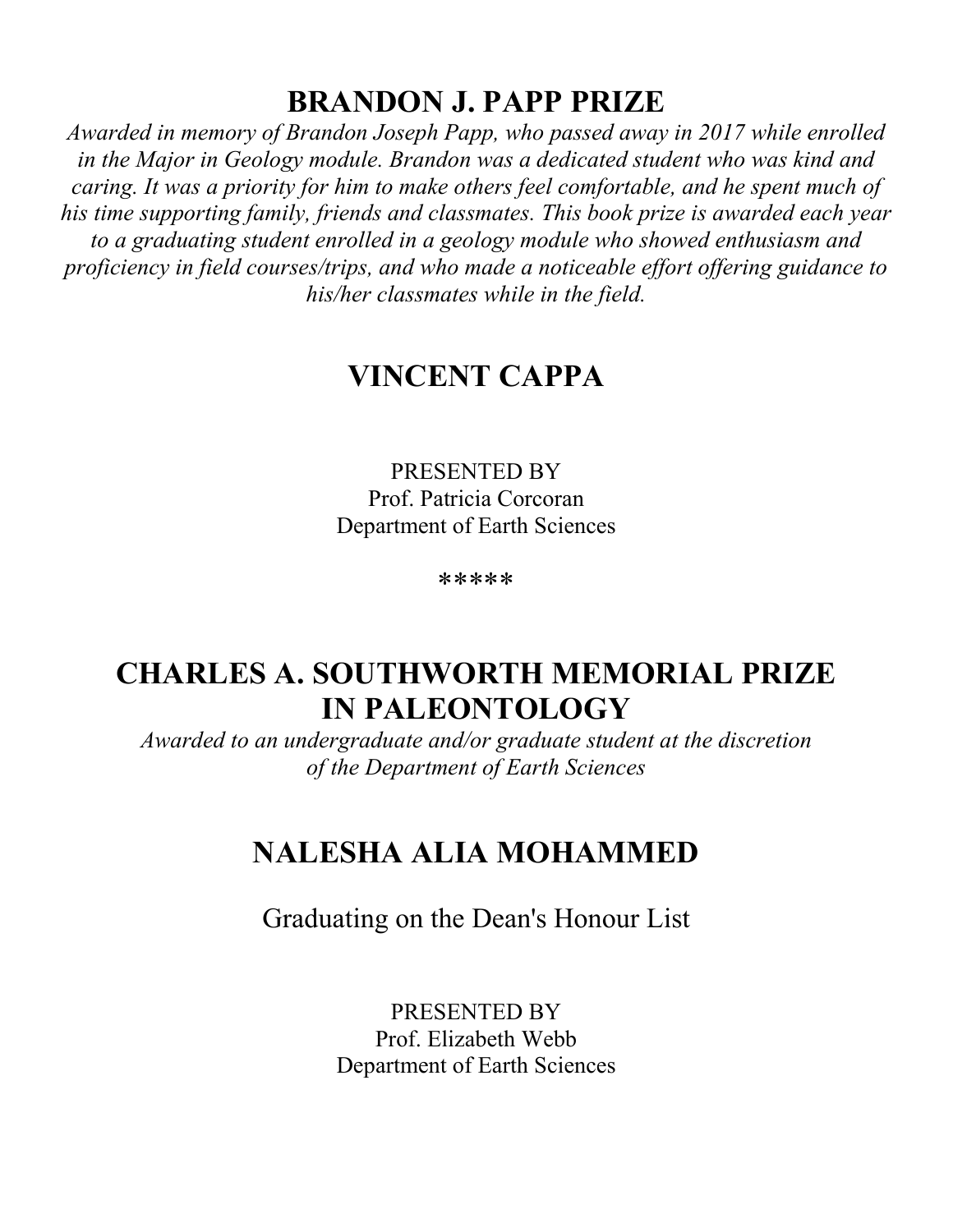## BRANDON J. PAPP PRIZE

*Awarded in memory of Brandon Joseph Papp, who passed away in 2017 while enrolled in the Major in Geology module. Brandon was a dedicated student who was kind and caring. It was a priority for him to make others feel comfortable, and he spent much of his time supporting family, friends and classmates. This book prize is awarded each year to a graduating student enrolled in a geology module who showed enthusiasm and proficiency in field courses/trips, and who made a noticeable effort offering guidance to his/her classmates while in the field.*

## VINCENT CAPPA

PRESENTED BY
Prof. Patricia Corcoran
Department of Earth Sciences

*****

## CHARLES A. SOUTHWORTH MEMORIAL PRIZE IN PALEONTOLOGY

*Awarded to an undergraduate and/or graduate student at the discretion of the Department of Earth Sciences*

## NALESHA ALIA MOHAMMED

Graduating on the Dean's Honour List

PRESENTED BY
Prof. Elizabeth Webb
Department of Earth Sciences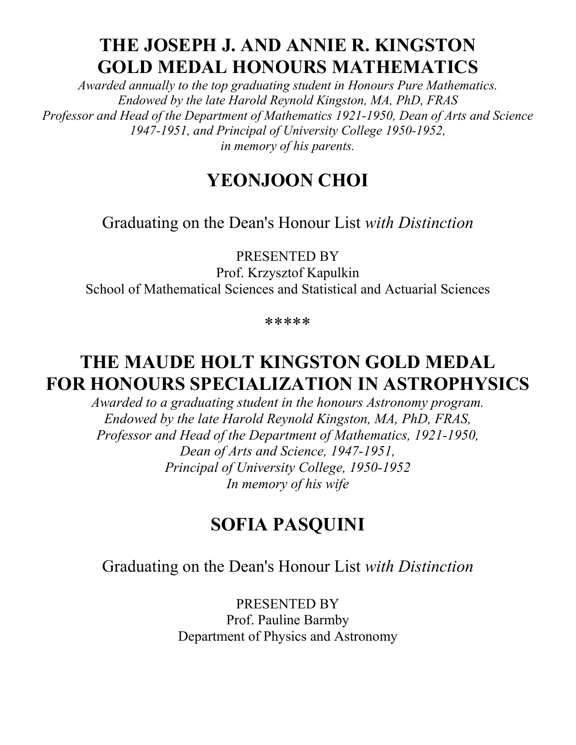## THE JOSEPH J. AND ANNIE R. KINGSTON GOLD MEDAL HONOURS MATHEMATICS

*Awarded annually to the top graduating student in Honours Pure Mathematics.*
*Endowed by the late Harold Reynold Kingston, MA, PhD, FRAS*
*Professor and Head of the Department of Mathematics 1921-1950, Dean of Arts and Science 1947-1951, and Principal of University College 1950-1952,*
*in memory of his parents.*

## YEONJOON CHOI

Graduating on the Dean's Honour List *with Distinction*

PRESENTED BY
Prof. Krzysztof Kapulkin
School of Mathematical Sciences and Statistical and Actuarial Sciences

*****

## THE MAUDE HOLT KINGSTON GOLD MEDAL FOR HONOURS SPECIALIZATION IN ASTROPHYSICS

*Awarded to a graduating student in the honours Astronomy program.*
*Endowed by the late Harold Reynold Kingston, MA, PhD, FRAS,*
*Professor and Head of the Department of Mathematics, 1921-1950,*
*Dean of Arts and Science, 1947-1951,*
*Principal of University College, 1950-1952*
*In memory of his wife*

## SOFIA PASQUINI

Graduating on the Dean's Honour List *with Distinction*

PRESENTED BY
Prof. Pauline Barmby
Department of Physics and Astronomy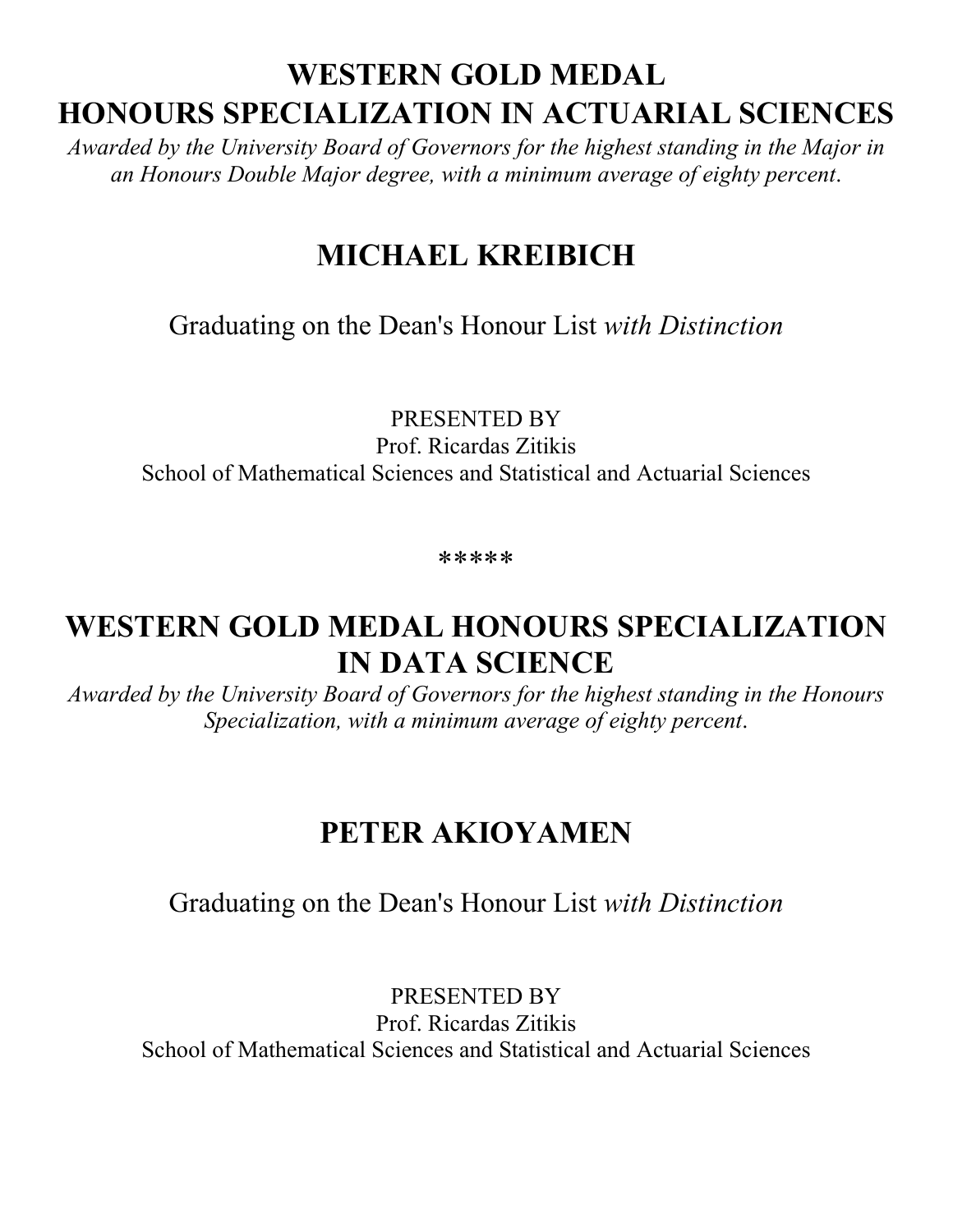# WESTERN GOLD MEDAL
# HONOURS SPECIALIZATION IN ACTUARIAL SCIENCES

*Awarded by the University Board of Governors for the highest standing in the Major in an Honours Double Major degree, with a minimum average of eighty percent.*

## MICHAEL KREIBICH

Graduating on the Dean's Honour List *with Distinction*

PRESENTED BY
Prof. Ricardas Zitikis
School of Mathematical Sciences and Statistical and Actuarial Sciences

*****

# WESTERN GOLD MEDAL HONOURS SPECIALIZATION IN DATA SCIENCE

*Awarded by the University Board of Governors for the highest standing in the Honours Specialization, with a minimum average of eighty percent.*

## PETER AKIOYAMEN

Graduating on the Dean's Honour List *with Distinction*

PRESENTED BY
Prof. Ricardas Zitikis
School of Mathematical Sciences and Statistical and Actuarial Sciences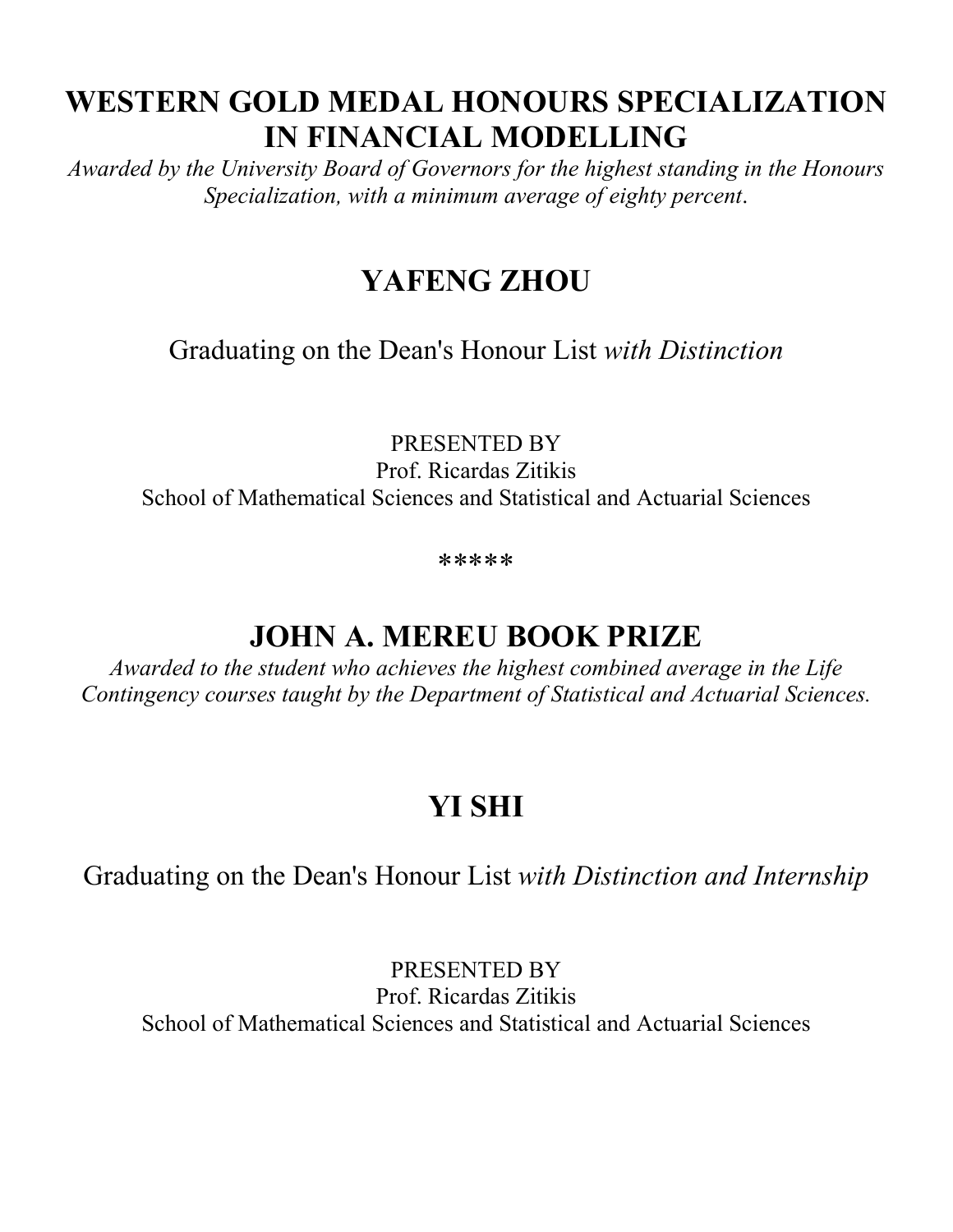## WESTERN GOLD MEDAL HONOURS SPECIALIZATION IN FINANCIAL MODELLING

*Awarded by the University Board of Governors for the highest standing in the Honours Specialization, with a minimum average of eighty percent.*

## YAFENG ZHOU

Graduating on the Dean's Honour List *with Distinction*

PRESENTED BY
Prof. Ricardas Zitikis
School of Mathematical Sciences and Statistical and Actuarial Sciences

*****

## JOHN A. MEREU BOOK PRIZE

*Awarded to the student who achieves the highest combined average in the Life Contingency courses taught by the Department of Statistical and Actuarial Sciences.*

## YI SHI

Graduating on the Dean's Honour List *with Distinction and Internship*

PRESENTED BY
Prof. Ricardas Zitikis
School of Mathematical Sciences and Statistical and Actuarial Sciences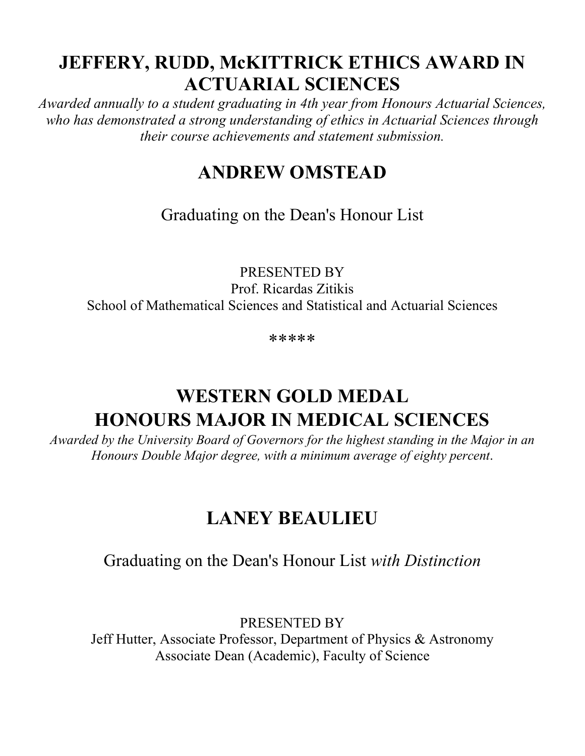## JEFFERY, RUDD, McKITTRICK ETHICS AWARD IN ACTUARIAL SCIENCES

*Awarded annually to a student graduating in 4th year from Honours Actuarial Sciences, who has demonstrated a strong understanding of ethics in Actuarial Sciences through their course achievements and statement submission.*

### ANDREW OMSTEAD

Graduating on the Dean's Honour List

PRESENTED BY
Prof. Ricardas Zitikis
School of Mathematical Sciences and Statistical and Actuarial Sciences

*****

## WESTERN GOLD MEDAL
## HONOURS MAJOR IN MEDICAL SCIENCES

*Awarded by the University Board of Governors for the highest standing in the Major in an Honours Double Major degree, with a minimum average of eighty percent.*

### LANEY BEAULIEU

Graduating on the Dean's Honour List *with Distinction*

PRESENTED BY
Jeff Hutter, Associate Professor, Department of Physics & Astronomy
Associate Dean (Academic), Faculty of Science